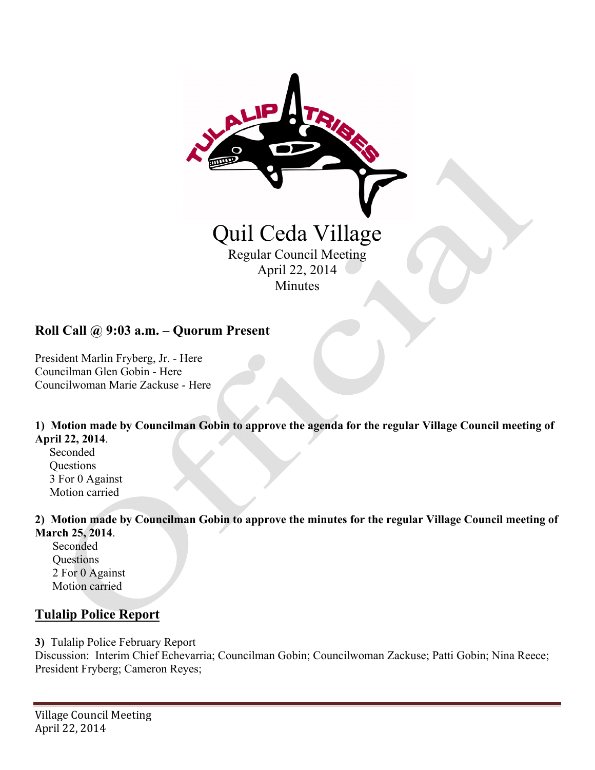# Quil Ceda Village

Regular Council Meeting
April 22, 2014
Minutes

## Roll Call @ 9:03 a.m. – Quorum Present

President Marlin Fryberg, Jr. - Here
Councilman Glen Gobin - Here
Councilwoman Marie Zackuse - Here

**1) Motion made by Councilman Gobin to approve the agenda for the regular Village Council meeting of April 22, 2014**.

Seconded
Questions
3 For 0 Against
Motion carried

**2) Motion made by Councilman Gobin to approve the minutes for the regular Village Council meeting of March 25, 2014**.

Seconded
Questions
2 For 0 Against
Motion carried

## Tulalip Police Report

**3)** Tulalip Police February Report
Discussion: Interim Chief Echevarria; Councilman Gobin; Councilwoman Zackuse; Patti Gobin; Nina Reece; President Fryberg; Cameron Reyes;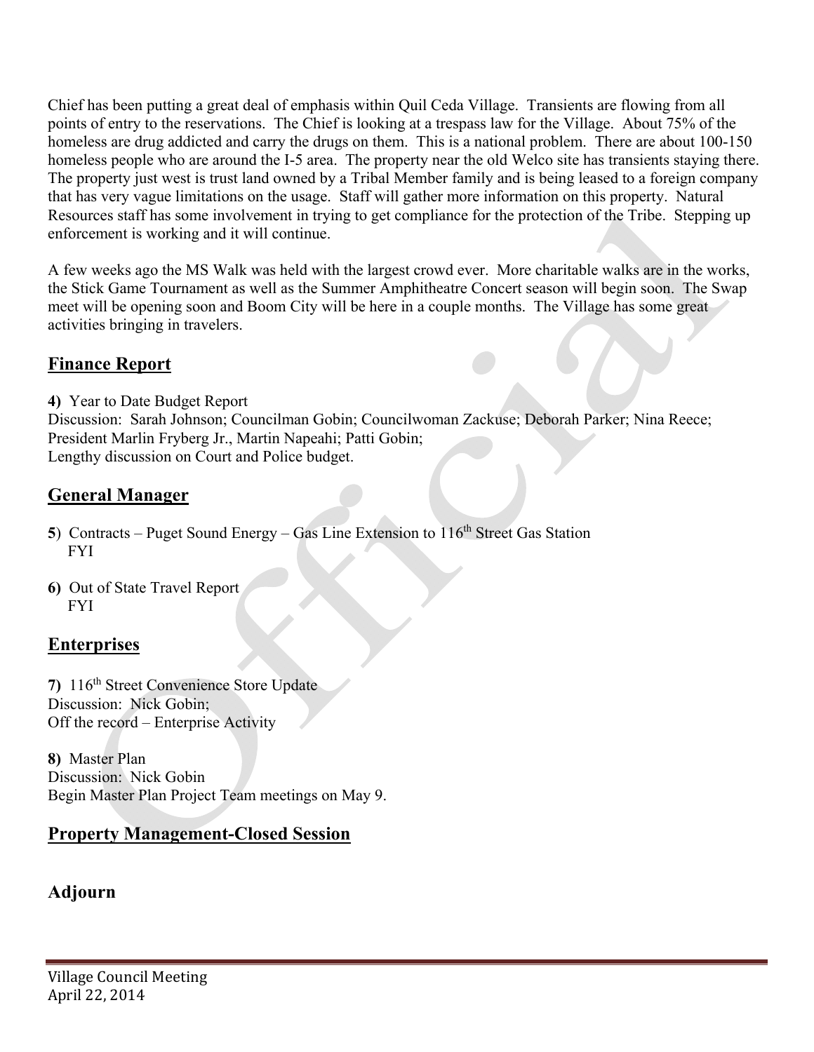Chief has been putting a great deal of emphasis within Quil Ceda Village. Transients are flowing from all points of entry to the reservations. The Chief is looking at a trespass law for the Village. About 75% of the homeless are drug addicted and carry the drugs on them. This is a national problem. There are about 100-150 homeless people who are around the I-5 area. The property near the old Welco site has transients staying there. The property just west is trust land owned by a Tribal Member family and is being leased to a foreign company that has very vague limitations on the usage. Staff will gather more information on this property. Natural Resources staff has some involvement in trying to get compliance for the protection of the Tribe. Stepping up enforcement is working and it will continue.

A few weeks ago the MS Walk was held with the largest crowd ever. More charitable walks are in the works, the Stick Game Tournament as well as the Summer Amphitheatre Concert season will begin soon. The Swap meet will be opening soon and Boom City will be here in a couple months. The Village has some great activities bringing in travelers.

## Finance Report

**4)** Year to Date Budget Report
Discussion: Sarah Johnson; Councilman Gobin; Councilwoman Zackuse; Deborah Parker; Nina Reece; President Marlin Fryberg Jr., Martin Napeahi; Patti Gobin;
Lengthy discussion on Court and Police budget.

## General Manager

**5**) Contracts – Puget Sound Energy – Gas Line Extension to 116th Street Gas Station
FYI

**6)** Out of State Travel Report
FYI

## Enterprises

**7)** 116th Street Convenience Store Update
Discussion: Nick Gobin;
Off the record – Enterprise Activity

**8)** Master Plan
Discussion: Nick Gobin
Begin Master Plan Project Team meetings on May 9.

## Property Management-Closed Session

## Adjourn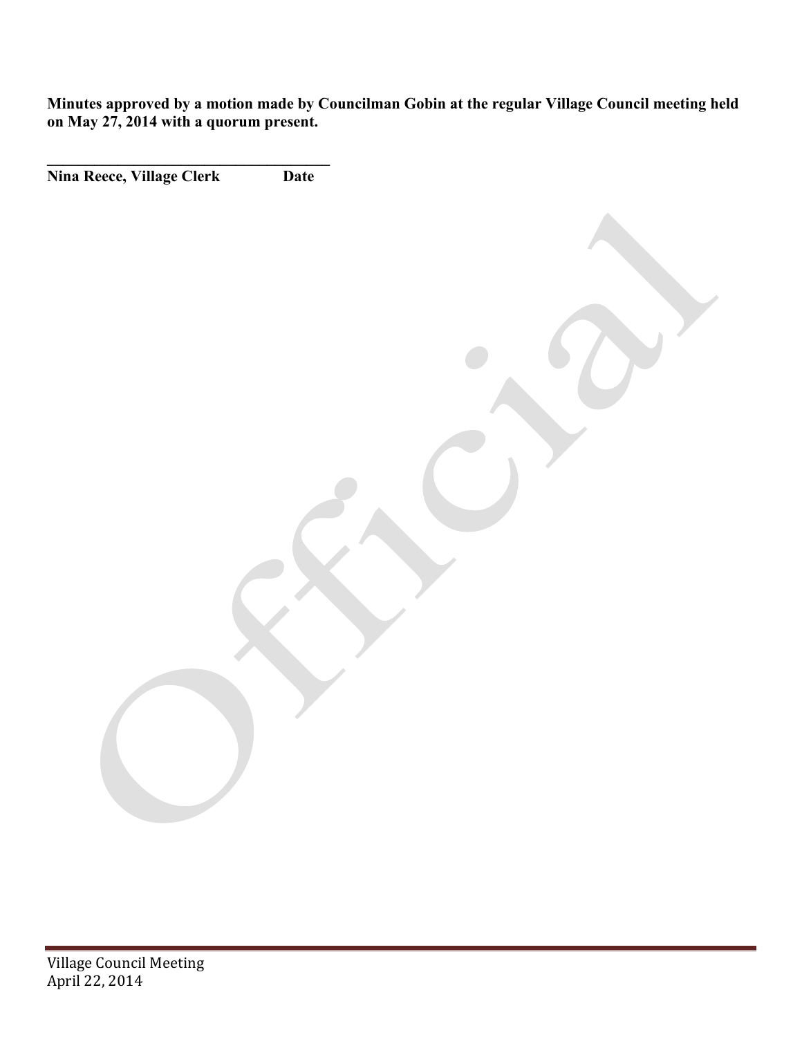**Minutes approved by a motion made by Councilman Gobin at the regular Village Council meeting held on May 27, 2014 with a quorum present.**

**\_\_\_\_\_\_\_\_\_\_\_\_\_\_\_\_\_\_\_\_\_\_\_\_\_\_\_\_\_\_\_\_\_\_\_\_\_\_\_\_**

**Nina Reece, Village Clerk Date**